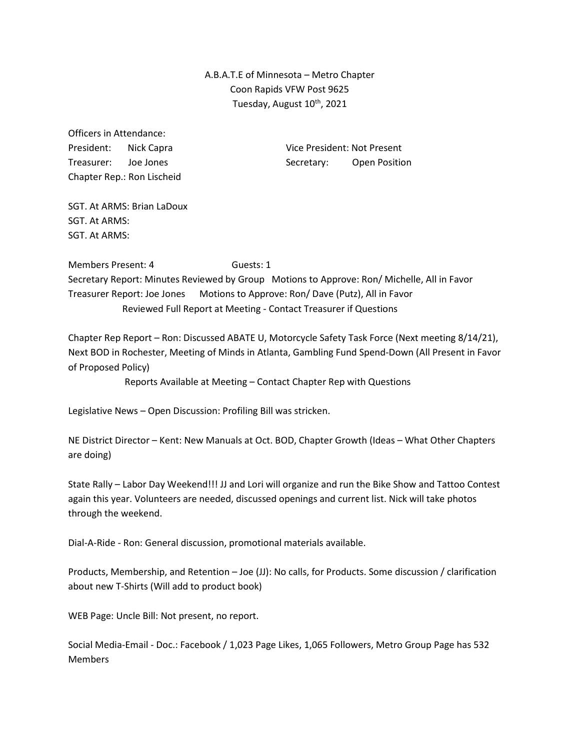A.B.A.T.E of Minnesota – Metro Chapter
Coon Rapids VFW Post 9625
Tuesday, August 10th, 2021

Officers in Attendance:

President: Nick Capra
Vice President: Not Present
Treasurer: Joe Jones
Secretary: Open Position
Chapter Rep.: Ron Lischeid

SGT. At ARMS: Brian LaDoux
SGT. At ARMS:
SGT. At ARMS:

Members Present: 4 Guests: 1

Secretary Report: Minutes Reviewed by Group Motions to Approve: Ron/ Michelle, All in Favor

Treasurer Report: Joe Jones Motions to Approve: Ron/ Dave (Putz), All in Favor
Reviewed Full Report at Meeting - Contact Treasurer if Questions

Chapter Rep Report – Ron: Discussed ABATE U, Motorcycle Safety Task Force (Next meeting 8/14/21), Next BOD in Rochester, Meeting of Minds in Atlanta, Gambling Fund Spend-Down (All Present in Favor of Proposed Policy)
Reports Available at Meeting – Contact Chapter Rep with Questions

Legislative News – Open Discussion: Profiling Bill was stricken.

NE District Director – Kent: New Manuals at Oct. BOD, Chapter Growth (Ideas – What Other Chapters are doing)

State Rally – Labor Day Weekend!!! JJ and Lori will organize and run the Bike Show and Tattoo Contest again this year. Volunteers are needed, discussed openings and current list. Nick will take photos through the weekend.

Dial-A-Ride - Ron: General discussion, promotional materials available.

Products, Membership, and Retention – Joe (JJ): No calls, for Products. Some discussion / clarification about new T-Shirts (Will add to product book)

WEB Page: Uncle Bill: Not present, no report.

Social Media-Email - Doc.: Facebook / 1,023 Page Likes, 1,065 Followers, Metro Group Page has 532 Members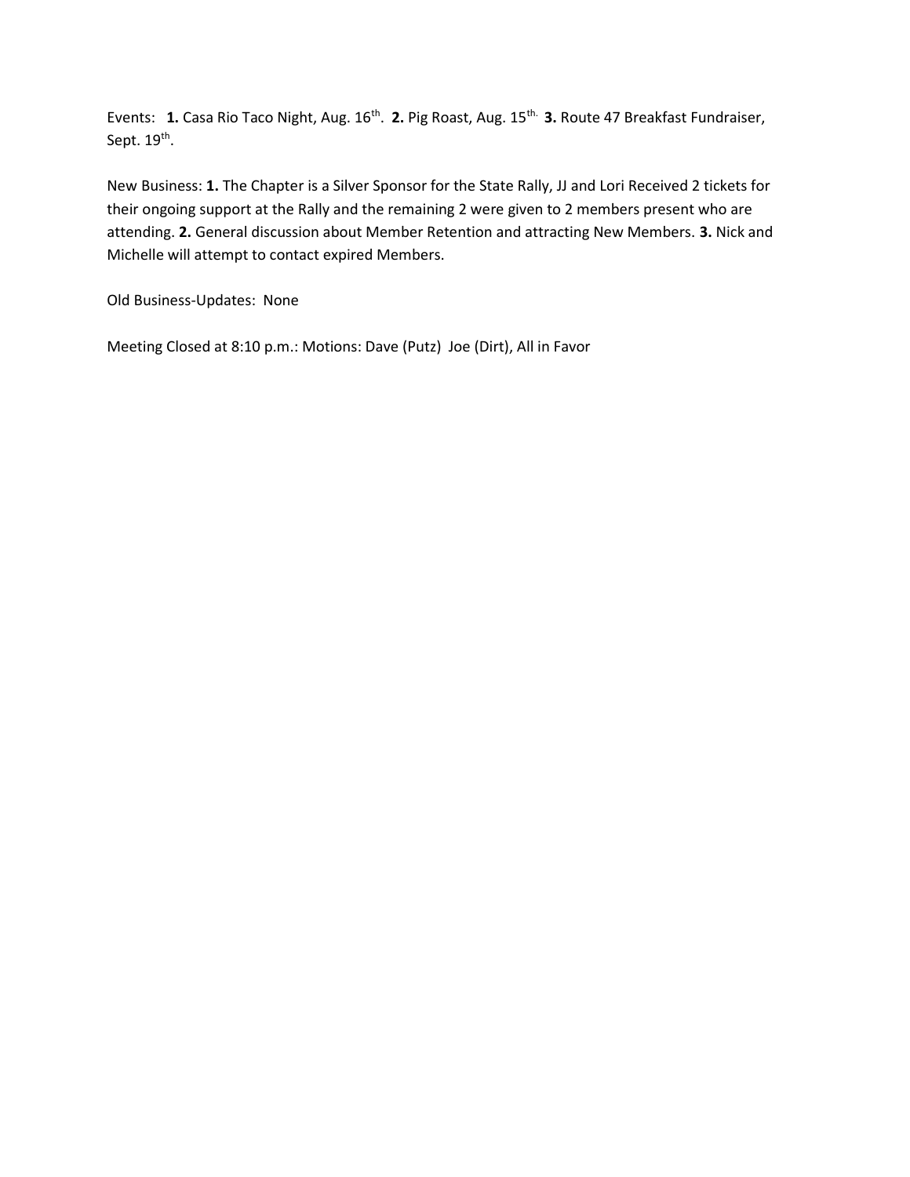Events: **1.** Casa Rio Taco Night, Aug. 16th. **2.** Pig Roast, Aug. 15th. **3.** Route 47 Breakfast Fundraiser, Sept. 19th.

New Business: **1.** The Chapter is a Silver Sponsor for the State Rally, JJ and Lori Received 2 tickets for their ongoing support at the Rally and the remaining 2 were given to 2 members present who are attending. **2.** General discussion about Member Retention and attracting New Members. **3.** Nick and Michelle will attempt to contact expired Members.

Old Business-Updates: None

Meeting Closed at 8:10 p.m.: Motions: Dave (Putz) Joe (Dirt), All in Favor